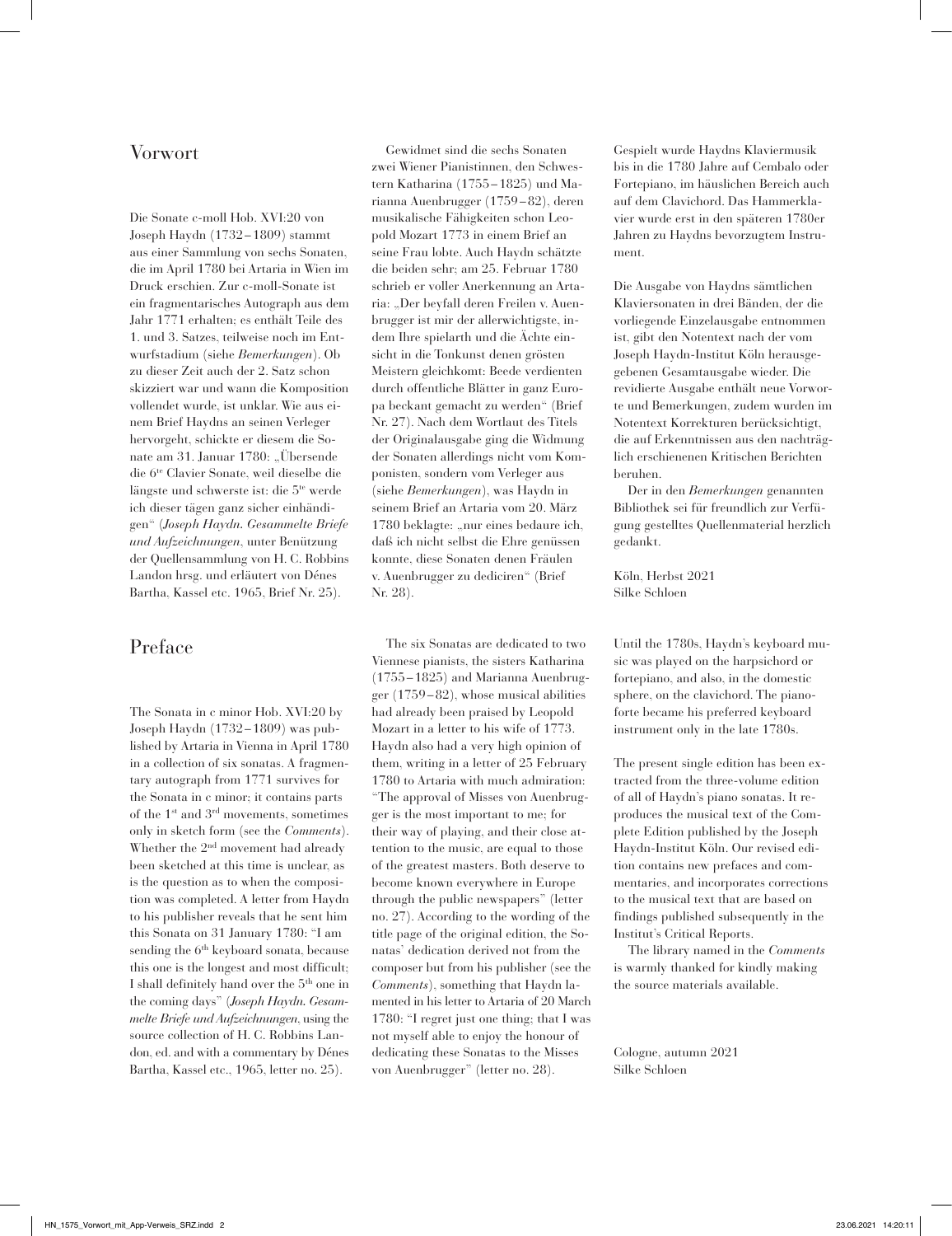## Vorwort

Die Sonate c-moll Hob. XVI:20 von Joseph Haydn (1732–1809) stammt aus einer Sammlung von sechs Sonaten, die im April 1780 bei Artaria in Wien im Druck erschien. Zur c-moll-Sonate ist ein fragmentarisches Autograph aus dem Jahr 1771 erhalten; es enthält Teile des 1. und 3. Satzes, teilweise noch im Entwurfstadium (siehe *Bemerkungen*). Ob zu dieser Zeit auch der 2. Satz schon skizziert war und wann die Komposition vollendet wurde, ist unklar. Wie aus einem Brief Haydns an seinen Verleger hervorgeht, schickte er diesem die Sonate am 31. Januar 1780: „Übersende die 6te Clavier Sonate, weil dieselbe die längste und schwerste ist: die 5te werde ich dieser tägen ganz sicher einhändigen" (*Joseph Haydn. Gesammelte Briefe und Aufzeichnungen*, unter Benützung der Quellensammlung von H. C. Robbins Landon hrsg. und erläutert von Dénes Bartha, Kassel etc. 1965, Brief Nr. 25).

Gewidmet sind die sechs Sonaten zwei Wiener Pianistinnen, den Schwestern Katharina (1755–1825) und Marianna Auenbrugger (1759–82), deren musikalische Fähigkeiten schon Leopold Mozart 1773 in einem Brief an seine Frau lobte. Auch Haydn schätzte die beiden sehr; am 25. Februar 1780 schrieb er voller Anerkennung an Artaria: „Der beyfall deren Freilen v. Auenbrugger ist mir der allerwichtigste, indem Ihre spielarth und die Ächte einsicht in die Tonkunst denen grösten Meistern gleichkomt: Beede verdienten durch offentliche Blätter in ganz Europa beckant gemacht zu werden" (Brief Nr. 27). Nach dem Wortlaut des Titels der Originalausgabe ging die Widmung der Sonaten allerdings nicht vom Komponisten, sondern vom Verleger aus (siehe *Bemerkungen*), was Haydn in seinem Brief an Artaria vom 20. März 1780 beklagte: „nur eines bedaure ich, daß ich nicht selbst die Ehre genüssen konnte, diese Sonaten denen Fräulen v. Auenbrugger zu dediciren" (Brief Nr. 28).

Gespielt wurde Haydns Klaviermusik bis in die 1780 Jahre auf Cembalo oder Fortepiano, im häuslichen Bereich auch auf dem Clavichord. Das Hammerklavier wurde erst in den späteren 1780er Jahren zu Haydns bevorzugtem Instrument.

Die Ausgabe von Haydns sämtlichen Klaviersonaten in drei Bänden, der die vorliegende Einzelausgabe entnommen ist, gibt den Notentext nach der vom Joseph Haydn-Institut Köln herausgegebenen Gesamtausgabe wieder. Die revidierte Ausgabe enthält neue Vorworte und Bemerkungen, zudem wurden im Notentext Korrekturen berücksichtigt, die auf Erkenntnissen aus den nachträglich erschienenen Kritischen Berichten beruhen.

Der in den *Bemerkungen* genannten Bibliothek sei für freundlich zur Verfügung gestelltes Quellenmaterial herzlich gedankt.

Köln, Herbst 2021
Silke Schloen

## Preface

The Sonata in c minor Hob. XVI:20 by Joseph Haydn (1732–1809) was published by Artaria in Vienna in April 1780 in a collection of six sonatas. A fragmentary autograph from 1771 survives for the Sonata in c minor; it contains parts of the 1st and 3rd movements, sometimes only in sketch form (see the *Comments*). Whether the 2nd movement had already been sketched at this time is unclear, as is the question as to when the composition was completed. A letter from Haydn to his publisher reveals that he sent him this Sonata on 31 January 1780: "I am sending the 6th keyboard sonata, because this one is the longest and most difficult; I shall definitely hand over the 5th one in the coming days" (*Joseph Haydn. Gesammelte Briefe und Aufzeichnungen*, using the source collection of H. C. Robbins Landon, ed. and with a commentary by Dénes Bartha, Kassel etc., 1965, letter no. 25).

The six Sonatas are dedicated to two Viennese pianists, the sisters Katharina (1755–1825) and Marianna Auenbrugger (1759–82), whose musical abilities had already been praised by Leopold Mozart in a letter to his wife of 1773. Haydn also had a very high opinion of them, writing in a letter of 25 February 1780 to Artaria with much admiration: "The approval of Misses von Auenbrugger is the most important to me; for their way of playing, and their close attention to the music, are equal to those of the greatest masters. Both deserve to become known everywhere in Europe through the public newspapers" (letter no. 27). According to the wording of the title page of the original edition, the Sonatas' dedication derived not from the composer but from his publisher (see the *Comments*), something that Haydn lamented in his letter to Artaria of 20 March 1780: "I regret just one thing: that I was not myself able to enjoy the honour of dedicating these Sonatas to the Misses von Auenbrugger" (letter no. 28).

Until the 1780s, Haydn's keyboard music was played on the harpsichord or fortepiano, and also, in the domestic sphere, on the clavichord. The pianoforte became his preferred keyboard instrument only in the late 1780s.

The present single edition has been extracted from the three-volume edition of all of Haydn's piano sonatas. It reproduces the musical text of the Complete Edition published by the Joseph Haydn-Institut Köln. Our revised edition contains new prefaces and commentaries, and incorporates corrections to the musical text that are based on findings published subsequently in the Institut's Critical Reports.

The library named in the *Comments* is warmly thanked for kindly making the source materials available.

Cologne, autumn 2021
Silke Schloen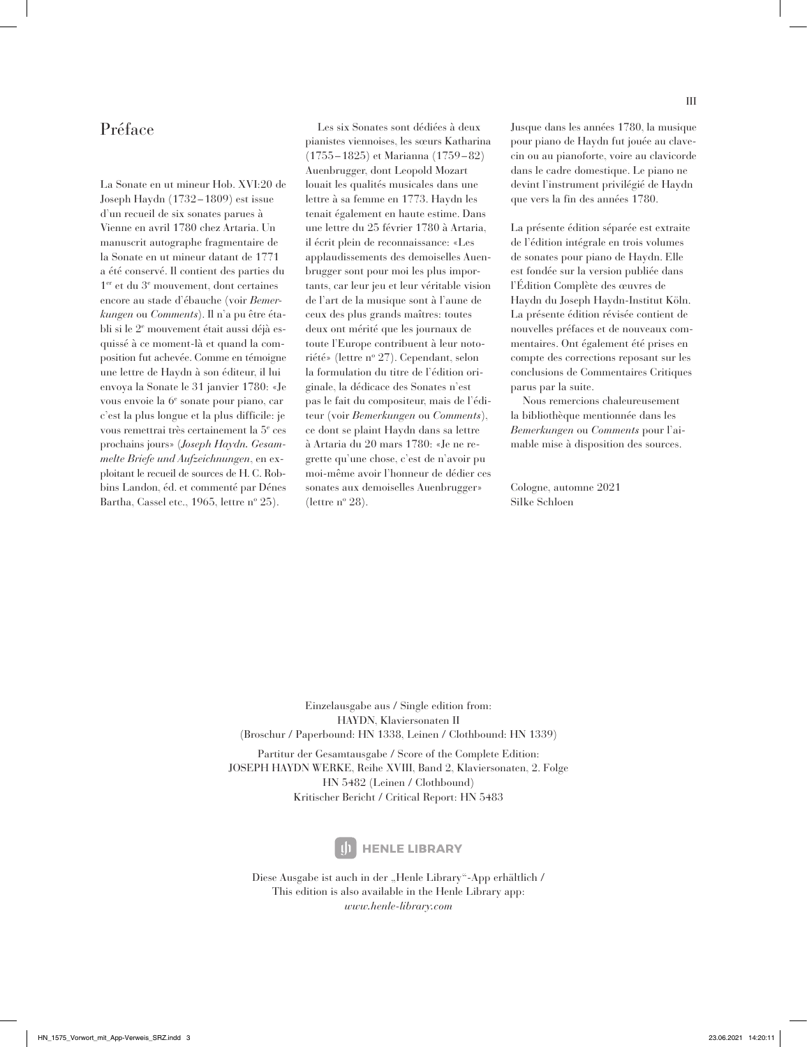# Préface

La Sonate en ut mineur Hob. XVI:20 de Joseph Haydn (1732–1809) est issue d'un recueil de six sonates parues à Vienne en avril 1780 chez Artaria. Un manuscrit autographe fragmentaire de la Sonate en ut mineur datant de 1771 a été conservé. Il contient des parties du 1er et du 3e mouvement, dont certaines encore au stade d'ébauche (voir *Bemerkungen* ou *Comments*). Il n'a pu être établi si le 2e mouvement était aussi déjà esquissé à ce moment-là et quand la composition fut achevée. Comme en témoigne une lettre de Haydn à son éditeur, il lui envoya la Sonate le 31 janvier 1780: «Je vous envoie la 6e sonate pour piano, car c'est la plus longue et la plus difficile: je vous remettrai très certainement la 5e ces prochains jours» (*Joseph Haydn. Gesammelte Briefe und Aufzeichnungen*, en exploitant le recueil de sources de H. C. Robbins Landon, éd. et commenté par Dénes Bartha, Cassel etc., 1965, lettre no 25).

Les six Sonates sont dédiées à deux pianistes viennoises, les sœurs Katharina (1755–1825) et Marianna (1759–82) Auenbrugger, dont Leopold Mozart louait les qualités musicales dans une lettre à sa femme en 1773. Haydn les tenait également en haute estime. Dans une lettre du 25 février 1780 à Artaria, il écrit plein de reconnaissance: «Les applaudissements des demoiselles Auenbrugger sont pour moi les plus importants, car leur jeu et leur véritable vision de l'art de la musique sont à l'aune de ceux des plus grands maîtres: toutes deux ont mérité que les journaux de toute l'Europe contribuent à leur notoriété» (lettre no 27). Cependant, selon la formulation du titre de l'édition originale, la dédicace des Sonates n'est pas le fait du compositeur, mais de l'éditeur (voir *Bemerkungen* ou *Comments*), ce dont se plaint Haydn dans sa lettre à Artaria du 20 mars 1780: «Je ne regrette qu'une chose, c'est de n'avoir pu moi-même avoir l'honneur de dédier ces sonates aux demoiselles Auenbrugger» (lettre no 28).

Jusque dans les années 1780, la musique pour piano de Haydn fut jouée au clavecin ou au pianoforte, voire au clavicorde dans le cadre domestique. Le piano ne devint l'instrument privilégié de Haydn que vers la fin des années 1780.

La présente édition séparée est extraite de l'édition intégrale en trois volumes de sonates pour piano de Haydn. Elle est fondée sur la version publiée dans l'Édition Complète des œuvres de Haydn du Joseph Haydn-Institut Köln. La présente édition révisée contient de nouvelles préfaces et de nouveaux commentaires. Ont également été prises en compte des corrections reposant sur les conclusions de Commentaires Critiques parus par la suite.

Nous remercions chaleureusement la bibliothèque mentionnée dans les *Bemerkungen* ou *Comments* pour l'aimable mise à disposition des sources.

Cologne, automne 2021
Silke Schloen

Einzelausgabe aus / Single edition from:
HAYDN, Klaviersonaten II
(Broschur / Paperbound: HN 1338, Leinen / Clothbound: HN 1339)

Partitur der Gesamtausgabe / Score of the Complete Edition:
JOSEPH HAYDN WERKE, Reihe XVIII, Band 2, Klaviersonaten, 2. Folge
HN 5482 (Leinen / Clothbound)
Kritischer Bericht / Critical Report: HN 5483

HENLE LIBRARY

Diese Ausgabe ist auch in der „Henle Library"-App erhältlich /
This edition is also available in the Henle Library app:
*www.henle-library.com*